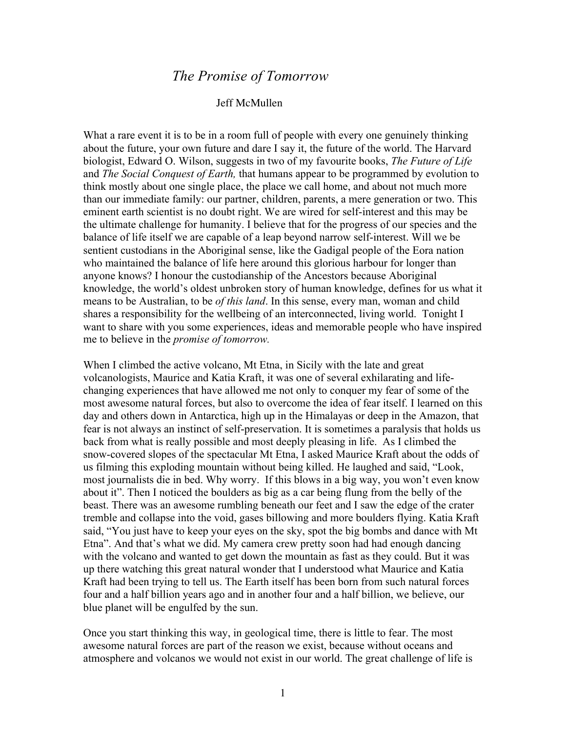# *The Promise of Tomorrow*

Jeff McMullen

What a rare event it is to be in a room full of people with every one genuinely thinking about the future, your own future and dare I say it, the future of the world. The Harvard biologist, Edward O. Wilson, suggests in two of my favourite books, *The Future of Life* and *The Social Conquest of Earth,* that humans appear to be programmed by evolution to think mostly about one single place, the place we call home, and about not much more than our immediate family: our partner, children, parents, a mere generation or two. This eminent earth scientist is no doubt right. We are wired for self-interest and this may be the ultimate challenge for humanity. I believe that for the progress of our species and the balance of life itself we are capable of a leap beyond narrow self-interest. Will we be sentient custodians in the Aboriginal sense, like the Gadigal people of the Eora nation who maintained the balance of life here around this glorious harbour for longer than anyone knows? I honour the custodianship of the Ancestors because Aboriginal knowledge, the world's oldest unbroken story of human knowledge, defines for us what it means to be Australian, to be *of this land*. In this sense, every man, woman and child shares a responsibility for the wellbeing of an interconnected, living world. Tonight I want to share with you some experiences, ideas and memorable people who have inspired me to believe in the *promise of tomorrow.*

When I climbed the active volcano, Mt Etna, in Sicily with the late and great volcanologists, Maurice and Katia Kraft, it was one of several exhilarating and life-changing experiences that have allowed me not only to conquer my fear of some of the most awesome natural forces, but also to overcome the idea of fear itself. I learned on this day and others down in Antarctica, high up in the Himalayas or deep in the Amazon, that fear is not always an instinct of self-preservation. It is sometimes a paralysis that holds us back from what is really possible and most deeply pleasing in life. As I climbed the snow-covered slopes of the spectacular Mt Etna, I asked Maurice Kraft about the odds of us filming this exploding mountain without being killed. He laughed and said, "Look, most journalists die in bed. Why worry. If this blows in a big way, you won't even know about it". Then I noticed the boulders as big as a car being flung from the belly of the beast. There was an awesome rumbling beneath our feet and I saw the edge of the crater tremble and collapse into the void, gases billowing and more boulders flying. Katia Kraft said, "You just have to keep your eyes on the sky, spot the big bombs and dance with Mt Etna". And that's what we did. My camera crew pretty soon had had enough dancing with the volcano and wanted to get down the mountain as fast as they could. But it was up there watching this great natural wonder that I understood what Maurice and Katia Kraft had been trying to tell us. The Earth itself has been born from such natural forces four and a half billion years ago and in another four and a half billion, we believe, our blue planet will be engulfed by the sun.

Once you start thinking this way, in geological time, there is little to fear. The most awesome natural forces are part of the reason we exist, because without oceans and atmosphere and volcanos we would not exist in our world. The great challenge of life is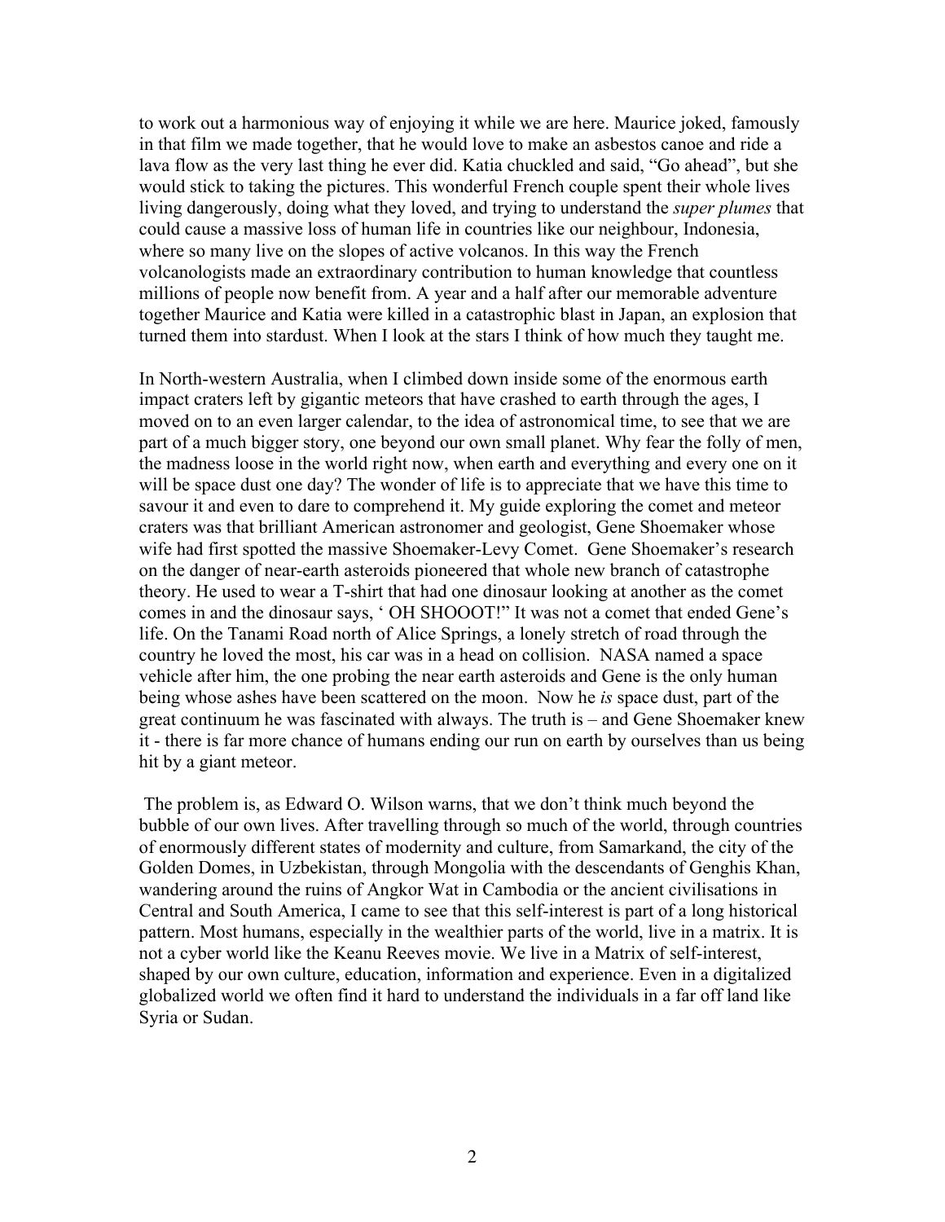to work out a harmonious way of enjoying it while we are here. Maurice joked, famously in that film we made together, that he would love to make an asbestos canoe and ride a lava flow as the very last thing he ever did. Katia chuckled and said, "Go ahead", but she would stick to taking the pictures. This wonderful French couple spent their whole lives living dangerously, doing what they loved, and trying to understand the *super plumes* that could cause a massive loss of human life in countries like our neighbour, Indonesia, where so many live on the slopes of active volcanos. In this way the French volcanologists made an extraordinary contribution to human knowledge that countless millions of people now benefit from. A year and a half after our memorable adventure together Maurice and Katia were killed in a catastrophic blast in Japan, an explosion that turned them into stardust. When I look at the stars I think of how much they taught me.

In North-western Australia, when I climbed down inside some of the enormous earth impact craters left by gigantic meteors that have crashed to earth through the ages, I moved on to an even larger calendar, to the idea of astronomical time, to see that we are part of a much bigger story, one beyond our own small planet. Why fear the folly of men, the madness loose in the world right now, when earth and everything and every one on it will be space dust one day? The wonder of life is to appreciate that we have this time to savour it and even to dare to comprehend it. My guide exploring the comet and meteor craters was that brilliant American astronomer and geologist, Gene Shoemaker whose wife had first spotted the massive Shoemaker-Levy Comet. Gene Shoemaker's research on the danger of near-earth asteroids pioneered that whole new branch of catastrophe theory. He used to wear a T-shirt that had one dinosaur looking at another as the comet comes in and the dinosaur says, ' OH SHOOOT!" It was not a comet that ended Gene's life. On the Tanami Road north of Alice Springs, a lonely stretch of road through the country he loved the most, his car was in a head on collision. NASA named a space vehicle after him, the one probing the near earth asteroids and Gene is the only human being whose ashes have been scattered on the moon. Now he *is* space dust, part of the great continuum he was fascinated with always. The truth is – and Gene Shoemaker knew it - there is far more chance of humans ending our run on earth by ourselves than us being hit by a giant meteor.

The problem is, as Edward O. Wilson warns, that we don't think much beyond the bubble of our own lives. After travelling through so much of the world, through countries of enormously different states of modernity and culture, from Samarkand, the city of the Golden Domes, in Uzbekistan, through Mongolia with the descendants of Genghis Khan, wandering around the ruins of Angkor Wat in Cambodia or the ancient civilisations in Central and South America, I came to see that this self-interest is part of a long historical pattern. Most humans, especially in the wealthier parts of the world, live in a matrix. It is not a cyber world like the Keanu Reeves movie. We live in a Matrix of self-interest, shaped by our own culture, education, information and experience. Even in a digitalized globalized world we often find it hard to understand the individuals in a far off land like Syria or Sudan.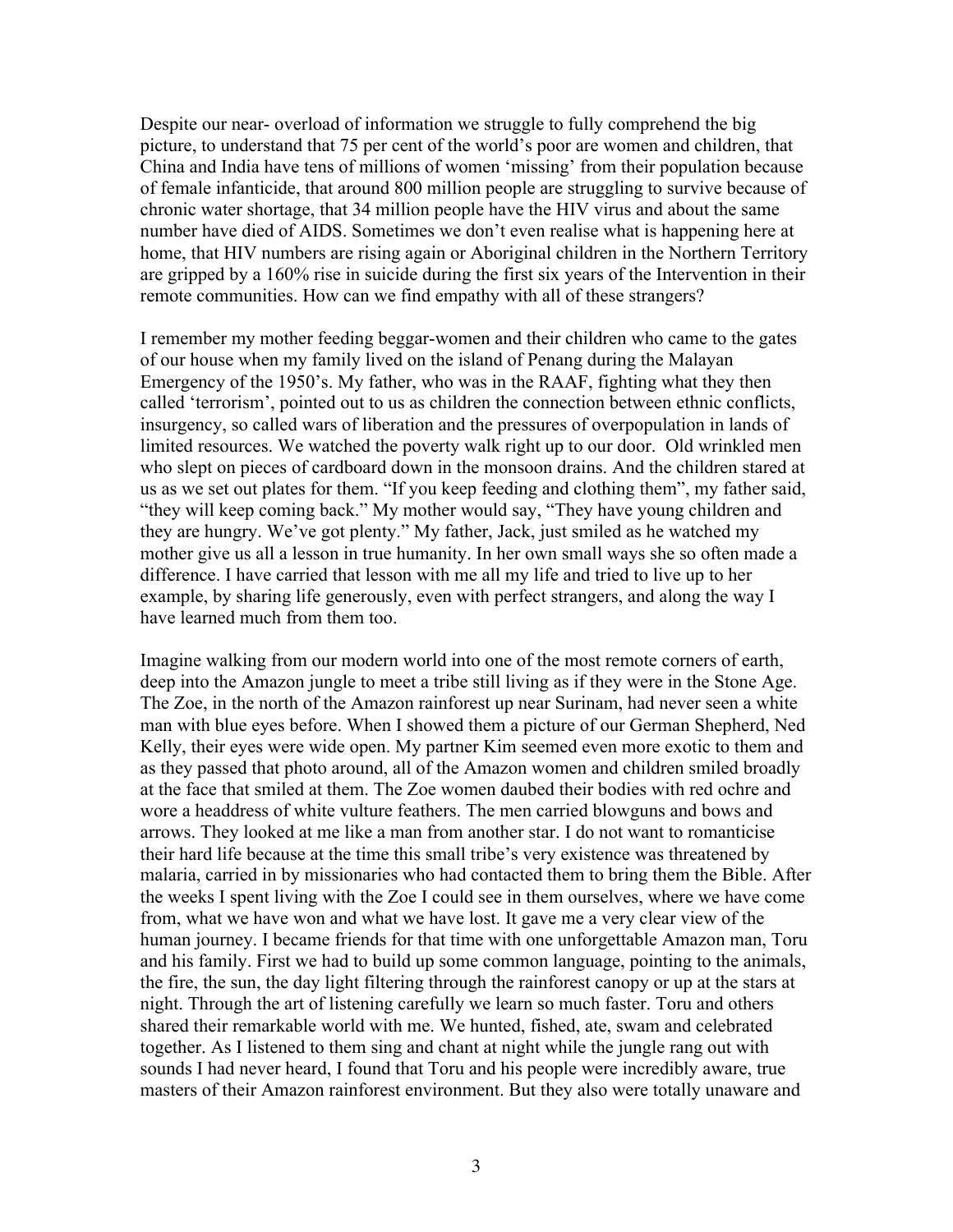Despite our near- overload of information we struggle to fully comprehend the big picture, to understand that 75 per cent of the world's poor are women and children, that China and India have tens of millions of women 'missing' from their population because of female infanticide, that around 800 million people are struggling to survive because of chronic water shortage, that 34 million people have the HIV virus and about the same number have died of AIDS. Sometimes we don't even realise what is happening here at home, that HIV numbers are rising again or Aboriginal children in the Northern Territory are gripped by a 160% rise in suicide during the first six years of the Intervention in their remote communities. How can we find empathy with all of these strangers?

I remember my mother feeding beggar-women and their children who came to the gates of our house when my family lived on the island of Penang during the Malayan Emergency of the 1950's. My father, who was in the RAAF, fighting what they then called 'terrorism', pointed out to us as children the connection between ethnic conflicts, insurgency, so called wars of liberation and the pressures of overpopulation in lands of limited resources. We watched the poverty walk right up to our door. Old wrinkled men who slept on pieces of cardboard down in the monsoon drains. And the children stared at us as we set out plates for them. "If you keep feeding and clothing them", my father said, "they will keep coming back." My mother would say, "They have young children and they are hungry. We've got plenty." My father, Jack, just smiled as he watched my mother give us all a lesson in true humanity. In her own small ways she so often made a difference. I have carried that lesson with me all my life and tried to live up to her example, by sharing life generously, even with perfect strangers, and along the way I have learned much from them too.

Imagine walking from our modern world into one of the most remote corners of earth, deep into the Amazon jungle to meet a tribe still living as if they were in the Stone Age. The Zoe, in the north of the Amazon rainforest up near Surinam, had never seen a white man with blue eyes before. When I showed them a picture of our German Shepherd, Ned Kelly, their eyes were wide open. My partner Kim seemed even more exotic to them and as they passed that photo around, all of the Amazon women and children smiled broadly at the face that smiled at them. The Zoe women daubed their bodies with red ochre and wore a headdress of white vulture feathers. The men carried blowguns and bows and arrows. They looked at me like a man from another star. I do not want to romanticise their hard life because at the time this small tribe's very existence was threatened by malaria, carried in by missionaries who had contacted them to bring them the Bible. After the weeks I spent living with the Zoe I could see in them ourselves, where we have come from, what we have won and what we have lost. It gave me a very clear view of the human journey. I became friends for that time with one unforgettable Amazon man, Toru and his family. First we had to build up some common language, pointing to the animals, the fire, the sun, the day light filtering through the rainforest canopy or up at the stars at night. Through the art of listening carefully we learn so much faster. Toru and others shared their remarkable world with me. We hunted, fished, ate, swam and celebrated together. As I listened to them sing and chant at night while the jungle rang out with sounds I had never heard, I found that Toru and his people were incredibly aware, true masters of their Amazon rainforest environment. But they also were totally unaware and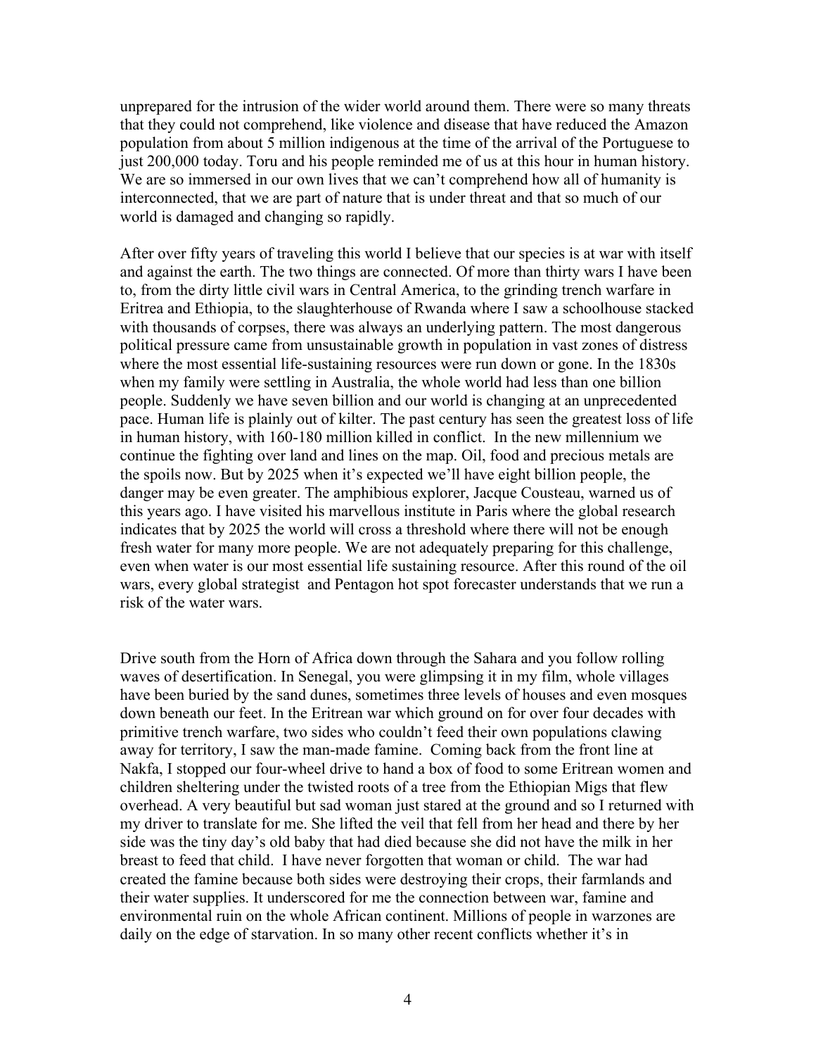unprepared for the intrusion of the wider world around them. There were so many threats that they could not comprehend, like violence and disease that have reduced the Amazon population from about 5 million indigenous at the time of the arrival of the Portuguese to just 200,000 today. Toru and his people reminded me of us at this hour in human history. We are so immersed in our own lives that we can't comprehend how all of humanity is interconnected, that we are part of nature that is under threat and that so much of our world is damaged and changing so rapidly.

After over fifty years of traveling this world I believe that our species is at war with itself and against the earth. The two things are connected. Of more than thirty wars I have been to, from the dirty little civil wars in Central America, to the grinding trench warfare in Eritrea and Ethiopia, to the slaughterhouse of Rwanda where I saw a schoolhouse stacked with thousands of corpses, there was always an underlying pattern. The most dangerous political pressure came from unsustainable growth in population in vast zones of distress where the most essential life-sustaining resources were run down or gone. In the 1830s when my family were settling in Australia, the whole world had less than one billion people. Suddenly we have seven billion and our world is changing at an unprecedented pace. Human life is plainly out of kilter. The past century has seen the greatest loss of life in human history, with 160-180 million killed in conflict. In the new millennium we continue the fighting over land and lines on the map. Oil, food and precious metals are the spoils now. But by 2025 when it's expected we'll have eight billion people, the danger may be even greater. The amphibious explorer, Jacque Cousteau, warned us of this years ago. I have visited his marvellous institute in Paris where the global research indicates that by 2025 the world will cross a threshold where there will not be enough fresh water for many more people. We are not adequately preparing for this challenge, even when water is our most essential life sustaining resource. After this round of the oil wars, every global strategist and Pentagon hot spot forecaster understands that we run a risk of the water wars.

Drive south from the Horn of Africa down through the Sahara and you follow rolling waves of desertification. In Senegal, you were glimpsing it in my film, whole villages have been buried by the sand dunes, sometimes three levels of houses and even mosques down beneath our feet. In the Eritrean war which ground on for over four decades with primitive trench warfare, two sides who couldn't feed their own populations clawing away for territory, I saw the man-made famine. Coming back from the front line at Nakfa, I stopped our four-wheel drive to hand a box of food to some Eritrean women and children sheltering under the twisted roots of a tree from the Ethiopian Migs that flew overhead. A very beautiful but sad woman just stared at the ground and so I returned with my driver to translate for me. She lifted the veil that fell from her head and there by her side was the tiny day's old baby that had died because she did not have the milk in her breast to feed that child. I have never forgotten that woman or child. The war had created the famine because both sides were destroying their crops, their farmlands and their water supplies. It underscored for me the connection between war, famine and environmental ruin on the whole African continent. Millions of people in warzones are daily on the edge of starvation. In so many other recent conflicts whether it's in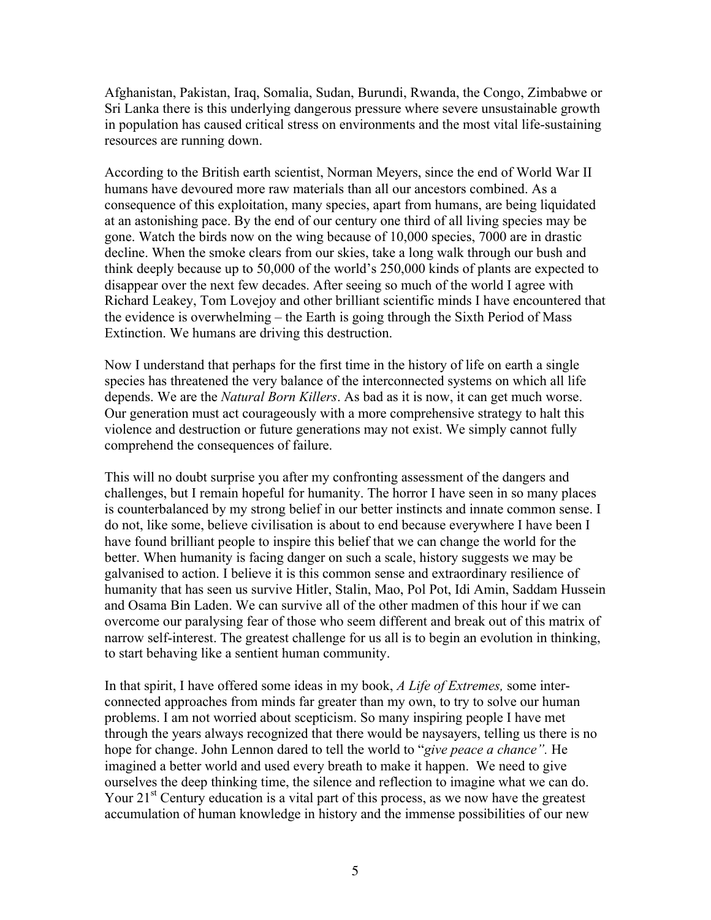Afghanistan, Pakistan, Iraq, Somalia, Sudan, Burundi, Rwanda, the Congo, Zimbabwe or Sri Lanka there is this underlying dangerous pressure where severe unsustainable growth in population has caused critical stress on environments and the most vital life-sustaining resources are running down.

According to the British earth scientist, Norman Meyers, since the end of World War II humans have devoured more raw materials than all our ancestors combined. As a consequence of this exploitation, many species, apart from humans, are being liquidated at an astonishing pace. By the end of our century one third of all living species may be gone. Watch the birds now on the wing because of 10,000 species, 7000 are in drastic decline. When the smoke clears from our skies, take a long walk through our bush and think deeply because up to 50,000 of the world's 250,000 kinds of plants are expected to disappear over the next few decades. After seeing so much of the world I agree with Richard Leakey, Tom Lovejoy and other brilliant scientific minds I have encountered that the evidence is overwhelming – the Earth is going through the Sixth Period of Mass Extinction. We humans are driving this destruction.

Now I understand that perhaps for the first time in the history of life on earth a single species has threatened the very balance of the interconnected systems on which all life depends. We are the *Natural Born Killers*. As bad as it is now, it can get much worse. Our generation must act courageously with a more comprehensive strategy to halt this violence and destruction or future generations may not exist. We simply cannot fully comprehend the consequences of failure.

This will no doubt surprise you after my confronting assessment of the dangers and challenges, but I remain hopeful for humanity. The horror I have seen in so many places is counterbalanced by my strong belief in our better instincts and innate common sense. I do not, like some, believe civilisation is about to end because everywhere I have been I have found brilliant people to inspire this belief that we can change the world for the better. When humanity is facing danger on such a scale, history suggests we may be galvanised to action. I believe it is this common sense and extraordinary resilience of humanity that has seen us survive Hitler, Stalin, Mao, Pol Pot, Idi Amin, Saddam Hussein and Osama Bin Laden. We can survive all of the other madmen of this hour if we can overcome our paralysing fear of those who seem different and break out of this matrix of narrow self-interest. The greatest challenge for us all is to begin an evolution in thinking, to start behaving like a sentient human community.

In that spirit, I have offered some ideas in my book, *A Life of Extremes,* some inter-connected approaches from minds far greater than my own, to try to solve our human problems. I am not worried about scepticism. So many inspiring people I have met through the years always recognized that there would be naysayers, telling us there is no hope for change. John Lennon dared to tell the world to "*give peace a chance".* He imagined a better world and used every breath to make it happen. We need to give ourselves the deep thinking time, the silence and reflection to imagine what we can do. Your 21st Century education is a vital part of this process, as we now have the greatest accumulation of human knowledge in history and the immense possibilities of our new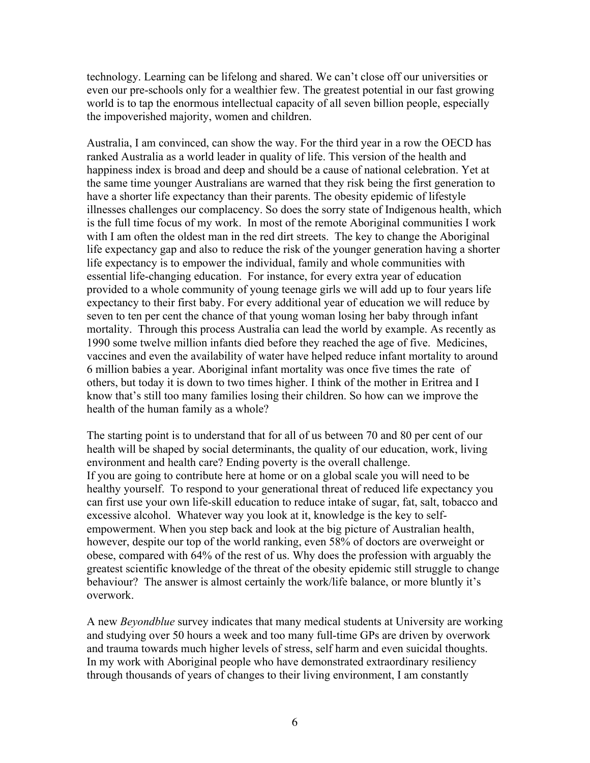technology. Learning can be lifelong and shared. We can't close off our universities or even our pre-schools only for a wealthier few. The greatest potential in our fast growing world is to tap the enormous intellectual capacity of all seven billion people, especially the impoverished majority, women and children.

Australia, I am convinced, can show the way. For the third year in a row the OECD has ranked Australia as a world leader in quality of life. This version of the health and happiness index is broad and deep and should be a cause of national celebration. Yet at the same time younger Australians are warned that they risk being the first generation to have a shorter life expectancy than their parents. The obesity epidemic of lifestyle illnesses challenges our complacency. So does the sorry state of Indigenous health, which is the full time focus of my work. In most of the remote Aboriginal communities I work with I am often the oldest man in the red dirt streets. The key to change the Aboriginal life expectancy gap and also to reduce the risk of the younger generation having a shorter life expectancy is to empower the individual, family and whole communities with essential life-changing education. For instance, for every extra year of education provided to a whole community of young teenage girls we will add up to four years life expectancy to their first baby. For every additional year of education we will reduce by seven to ten per cent the chance of that young woman losing her baby through infant mortality. Through this process Australia can lead the world by example. As recently as 1990 some twelve million infants died before they reached the age of five. Medicines, vaccines and even the availability of water have helped reduce infant mortality to around 6 million babies a year. Aboriginal infant mortality was once five times the rate of others, but today it is down to two times higher. I think of the mother in Eritrea and I know that's still too many families losing their children. So how can we improve the health of the human family as a whole?

The starting point is to understand that for all of us between 70 and 80 per cent of our health will be shaped by social determinants, the quality of our education, work, living environment and health care? Ending poverty is the overall challenge.
If you are going to contribute here at home or on a global scale you will need to be healthy yourself. To respond to your generational threat of reduced life expectancy you can first use your own life-skill education to reduce intake of sugar, fat, salt, tobacco and excessive alcohol. Whatever way you look at it, knowledge is the key to self-empowerment. When you step back and look at the big picture of Australian health, however, despite our top of the world ranking, even 58% of doctors are overweight or obese, compared with 64% of the rest of us. Why does the profession with arguably the greatest scientific knowledge of the threat of the obesity epidemic still struggle to change behaviour? The answer is almost certainly the work/life balance, or more bluntly it's overwork.

A new *Beyondblue* survey indicates that many medical students at University are working and studying over 50 hours a week and too many full-time GPs are driven by overwork and trauma towards much higher levels of stress, self harm and even suicidal thoughts. In my work with Aboriginal people who have demonstrated extraordinary resiliency through thousands of years of changes to their living environment, I am constantly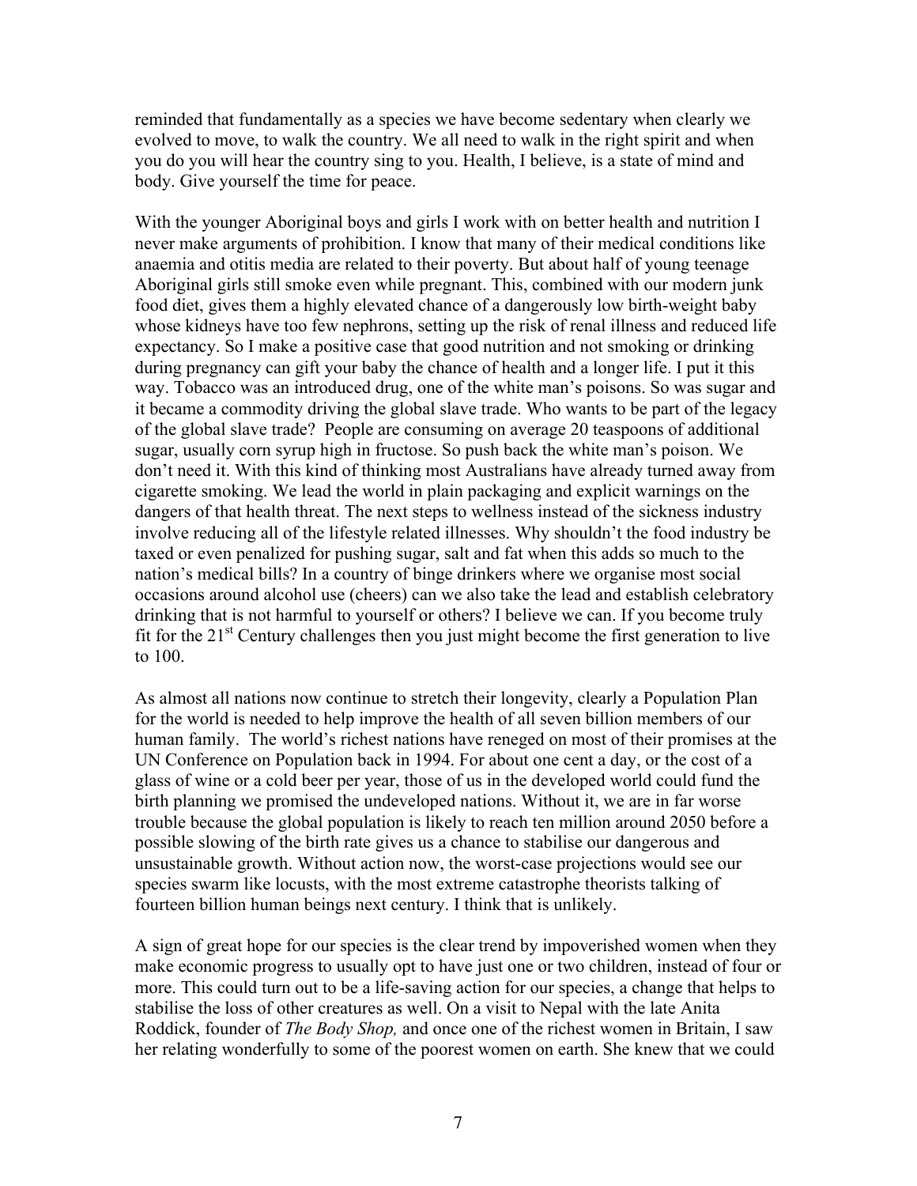reminded that fundamentally as a species we have become sedentary when clearly we evolved to move, to walk the country. We all need to walk in the right spirit and when you do you will hear the country sing to you. Health, I believe, is a state of mind and body. Give yourself the time for peace.

With the younger Aboriginal boys and girls I work with on better health and nutrition I never make arguments of prohibition. I know that many of their medical conditions like anaemia and otitis media are related to their poverty. But about half of young teenage Aboriginal girls still smoke even while pregnant. This, combined with our modern junk food diet, gives them a highly elevated chance of a dangerously low birth-weight baby whose kidneys have too few nephrons, setting up the risk of renal illness and reduced life expectancy. So I make a positive case that good nutrition and not smoking or drinking during pregnancy can gift your baby the chance of health and a longer life. I put it this way. Tobacco was an introduced drug, one of the white man's poisons. So was sugar and it became a commodity driving the global slave trade. Who wants to be part of the legacy of the global slave trade? People are consuming on average 20 teaspoons of additional sugar, usually corn syrup high in fructose. So push back the white man's poison. We don't need it. With this kind of thinking most Australians have already turned away from cigarette smoking. We lead the world in plain packaging and explicit warnings on the dangers of that health threat. The next steps to wellness instead of the sickness industry involve reducing all of the lifestyle related illnesses. Why shouldn't the food industry be taxed or even penalized for pushing sugar, salt and fat when this adds so much to the nation's medical bills? In a country of binge drinkers where we organise most social occasions around alcohol use (cheers) can we also take the lead and establish celebratory drinking that is not harmful to yourself or others? I believe we can. If you become truly fit for the 21st Century challenges then you just might become the first generation to live to 100.

As almost all nations now continue to stretch their longevity, clearly a Population Plan for the world is needed to help improve the health of all seven billion members of our human family. The world's richest nations have reneged on most of their promises at the UN Conference on Population back in 1994. For about one cent a day, or the cost of a glass of wine or a cold beer per year, those of us in the developed world could fund the birth planning we promised the undeveloped nations. Without it, we are in far worse trouble because the global population is likely to reach ten million around 2050 before a possible slowing of the birth rate gives us a chance to stabilise our dangerous and unsustainable growth. Without action now, the worst-case projections would see our species swarm like locusts, with the most extreme catastrophe theorists talking of fourteen billion human beings next century. I think that is unlikely.

A sign of great hope for our species is the clear trend by impoverished women when they make economic progress to usually opt to have just one or two children, instead of four or more. This could turn out to be a life-saving action for our species, a change that helps to stabilise the loss of other creatures as well. On a visit to Nepal with the late Anita Roddick, founder of *The Body Shop,* and once one of the richest women in Britain, I saw her relating wonderfully to some of the poorest women on earth. She knew that we could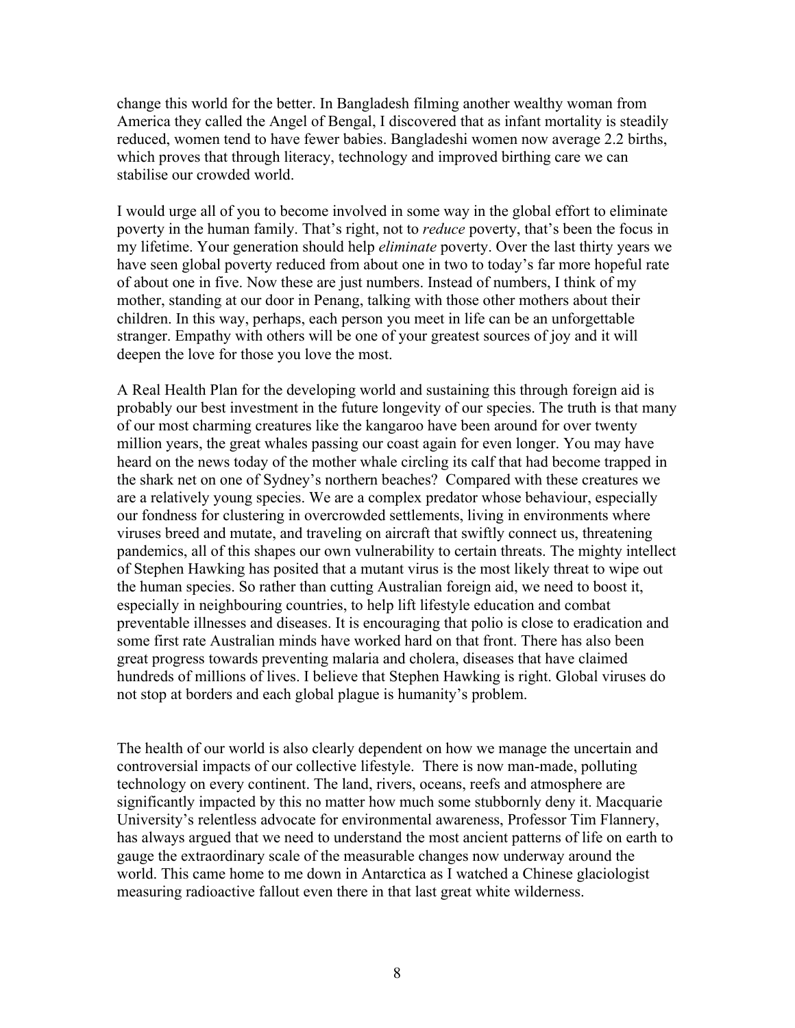change this world for the better. In Bangladesh filming another wealthy woman from America they called the Angel of Bengal, I discovered that as infant mortality is steadily reduced, women tend to have fewer babies. Bangladeshi women now average 2.2 births, which proves that through literacy, technology and improved birthing care we can stabilise our crowded world.

I would urge all of you to become involved in some way in the global effort to eliminate poverty in the human family. That's right, not to *reduce* poverty, that's been the focus in my lifetime. Your generation should help *eliminate* poverty. Over the last thirty years we have seen global poverty reduced from about one in two to today's far more hopeful rate of about one in five. Now these are just numbers. Instead of numbers, I think of my mother, standing at our door in Penang, talking with those other mothers about their children. In this way, perhaps, each person you meet in life can be an unforgettable stranger. Empathy with others will be one of your greatest sources of joy and it will deepen the love for those you love the most.

A Real Health Plan for the developing world and sustaining this through foreign aid is probably our best investment in the future longevity of our species. The truth is that many of our most charming creatures like the kangaroo have been around for over twenty million years, the great whales passing our coast again for even longer. You may have heard on the news today of the mother whale circling its calf that had become trapped in the shark net on one of Sydney's northern beaches? Compared with these creatures we are a relatively young species. We are a complex predator whose behaviour, especially our fondness for clustering in overcrowded settlements, living in environments where viruses breed and mutate, and traveling on aircraft that swiftly connect us, threatening pandemics, all of this shapes our own vulnerability to certain threats. The mighty intellect of Stephen Hawking has posited that a mutant virus is the most likely threat to wipe out the human species. So rather than cutting Australian foreign aid, we need to boost it, especially in neighbouring countries, to help lift lifestyle education and combat preventable illnesses and diseases. It is encouraging that polio is close to eradication and some first rate Australian minds have worked hard on that front. There has also been great progress towards preventing malaria and cholera, diseases that have claimed hundreds of millions of lives. I believe that Stephen Hawking is right. Global viruses do not stop at borders and each global plague is humanity's problem.

The health of our world is also clearly dependent on how we manage the uncertain and controversial impacts of our collective lifestyle. There is now man-made, polluting technology on every continent. The land, rivers, oceans, reefs and atmosphere are significantly impacted by this no matter how much some stubbornly deny it. Macquarie University's relentless advocate for environmental awareness, Professor Tim Flannery, has always argued that we need to understand the most ancient patterns of life on earth to gauge the extraordinary scale of the measurable changes now underway around the world. This came home to me down in Antarctica as I watched a Chinese glaciologist measuring radioactive fallout even there in that last great white wilderness.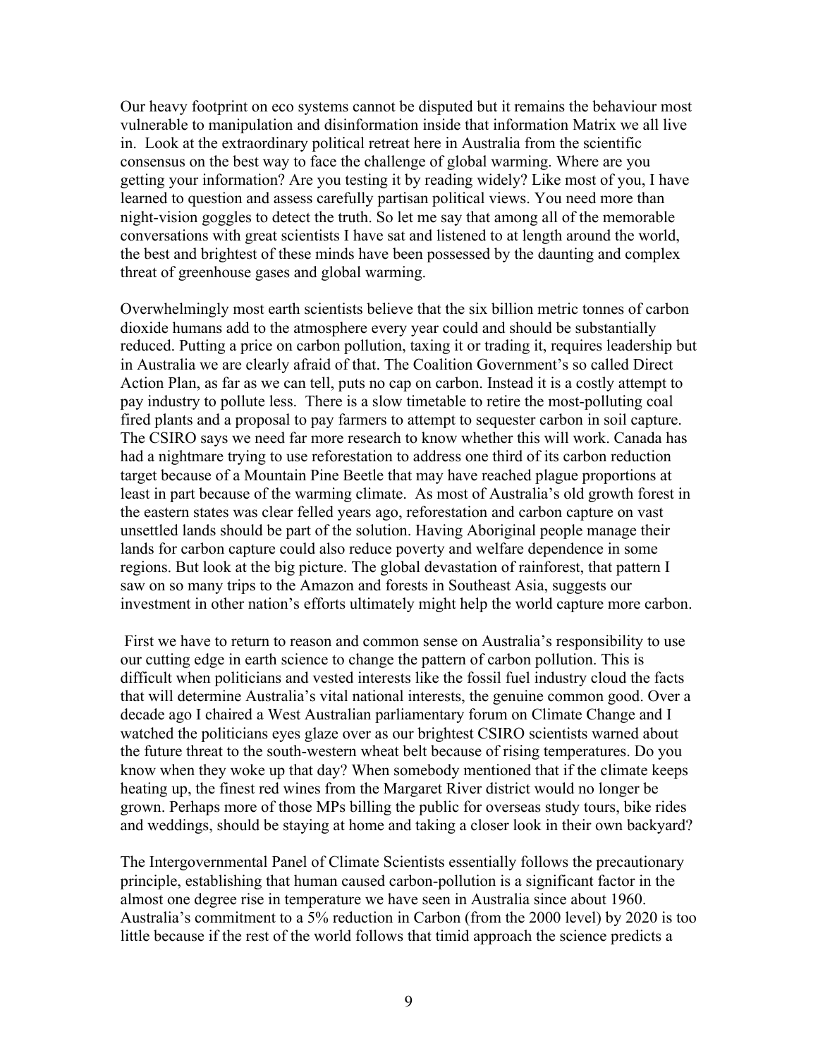Our heavy footprint on eco systems cannot be disputed but it remains the behaviour most vulnerable to manipulation and disinformation inside that information Matrix we all live in. Look at the extraordinary political retreat here in Australia from the scientific consensus on the best way to face the challenge of global warming. Where are you getting your information? Are you testing it by reading widely? Like most of you, I have learned to question and assess carefully partisan political views. You need more than night-vision goggles to detect the truth. So let me say that among all of the memorable conversations with great scientists I have sat and listened to at length around the world, the best and brightest of these minds have been possessed by the daunting and complex threat of greenhouse gases and global warming.

Overwhelmingly most earth scientists believe that the six billion metric tonnes of carbon dioxide humans add to the atmosphere every year could and should be substantially reduced. Putting a price on carbon pollution, taxing it or trading it, requires leadership but in Australia we are clearly afraid of that. The Coalition Government's so called Direct Action Plan, as far as we can tell, puts no cap on carbon. Instead it is a costly attempt to pay industry to pollute less. There is a slow timetable to retire the most-polluting coal fired plants and a proposal to pay farmers to attempt to sequester carbon in soil capture. The CSIRO says we need far more research to know whether this will work. Canada has had a nightmare trying to use reforestation to address one third of its carbon reduction target because of a Mountain Pine Beetle that may have reached plague proportions at least in part because of the warming climate. As most of Australia's old growth forest in the eastern states was clear felled years ago, reforestation and carbon capture on vast unsettled lands should be part of the solution. Having Aboriginal people manage their lands for carbon capture could also reduce poverty and welfare dependence in some regions. But look at the big picture. The global devastation of rainforest, that pattern I saw on so many trips to the Amazon and forests in Southeast Asia, suggests our investment in other nation's efforts ultimately might help the world capture more carbon.

First we have to return to reason and common sense on Australia's responsibility to use our cutting edge in earth science to change the pattern of carbon pollution. This is difficult when politicians and vested interests like the fossil fuel industry cloud the facts that will determine Australia's vital national interests, the genuine common good. Over a decade ago I chaired a West Australian parliamentary forum on Climate Change and I watched the politicians eyes glaze over as our brightest CSIRO scientists warned about the future threat to the south-western wheat belt because of rising temperatures. Do you know when they woke up that day? When somebody mentioned that if the climate keeps heating up, the finest red wines from the Margaret River district would no longer be grown. Perhaps more of those MPs billing the public for overseas study tours, bike rides and weddings, should be staying at home and taking a closer look in their own backyard?

The Intergovernmental Panel of Climate Scientists essentially follows the precautionary principle, establishing that human caused carbon-pollution is a significant factor in the almost one degree rise in temperature we have seen in Australia since about 1960. Australia's commitment to a 5% reduction in Carbon (from the 2000 level) by 2020 is too little because if the rest of the world follows that timid approach the science predicts a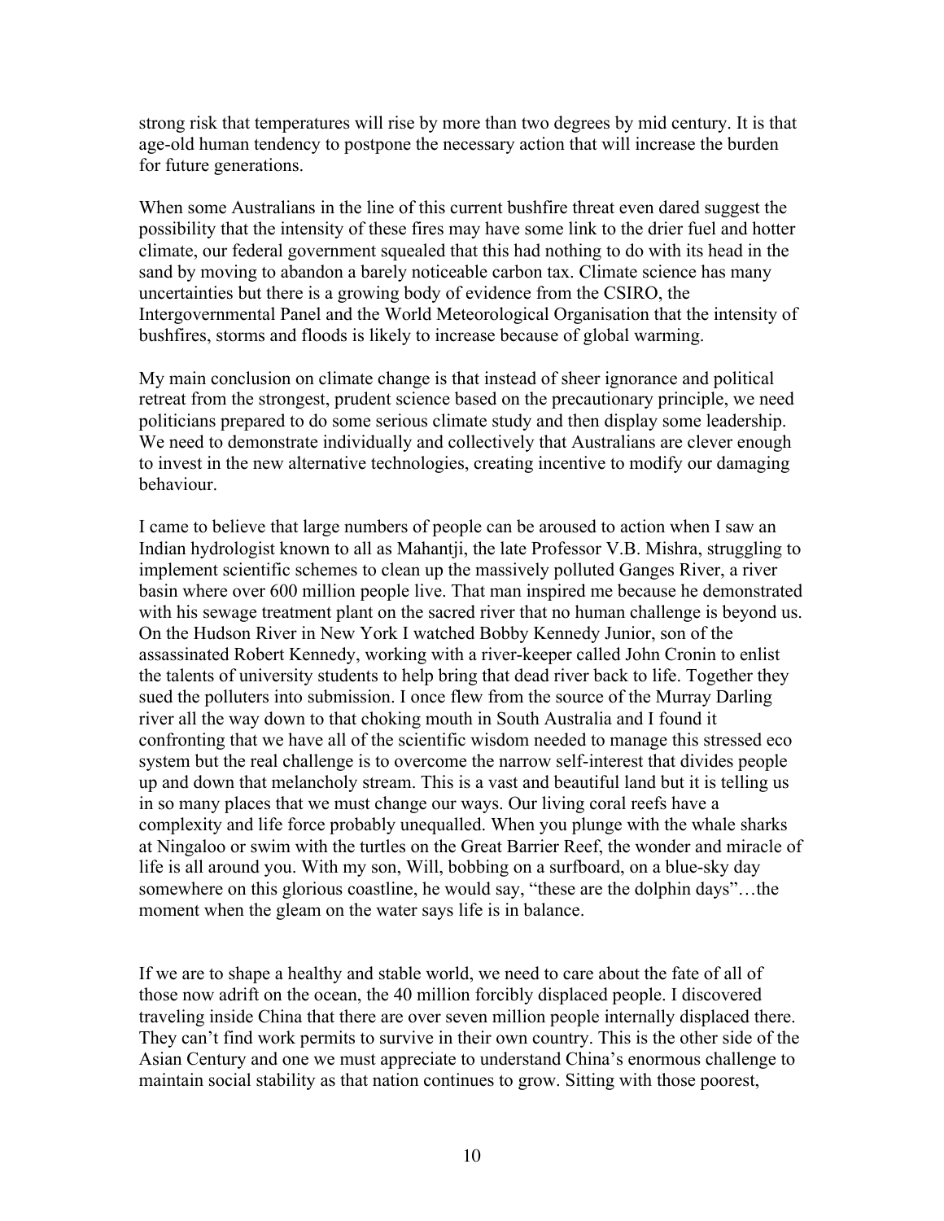strong risk that temperatures will rise by more than two degrees by mid century. It is that age-old human tendency to postpone the necessary action that will increase the burden for future generations.

When some Australians in the line of this current bushfire threat even dared suggest the possibility that the intensity of these fires may have some link to the drier fuel and hotter climate, our federal government squealed that this had nothing to do with its head in the sand by moving to abandon a barely noticeable carbon tax. Climate science has many uncertainties but there is a growing body of evidence from the CSIRO, the Intergovernmental Panel and the World Meteorological Organisation that the intensity of bushfires, storms and floods is likely to increase because of global warming.

My main conclusion on climate change is that instead of sheer ignorance and political retreat from the strongest, prudent science based on the precautionary principle, we need politicians prepared to do some serious climate study and then display some leadership. We need to demonstrate individually and collectively that Australians are clever enough to invest in the new alternative technologies, creating incentive to modify our damaging behaviour.

I came to believe that large numbers of people can be aroused to action when I saw an Indian hydrologist known to all as Mahantji, the late Professor V.B. Mishra, struggling to implement scientific schemes to clean up the massively polluted Ganges River, a river basin where over 600 million people live. That man inspired me because he demonstrated with his sewage treatment plant on the sacred river that no human challenge is beyond us. On the Hudson River in New York I watched Bobby Kennedy Junior, son of the assassinated Robert Kennedy, working with a river-keeper called John Cronin to enlist the talents of university students to help bring that dead river back to life. Together they sued the polluters into submission. I once flew from the source of the Murray Darling river all the way down to that choking mouth in South Australia and I found it confronting that we have all of the scientific wisdom needed to manage this stressed eco system but the real challenge is to overcome the narrow self-interest that divides people up and down that melancholy stream. This is a vast and beautiful land but it is telling us in so many places that we must change our ways. Our living coral reefs have a complexity and life force probably unequalled. When you plunge with the whale sharks at Ningaloo or swim with the turtles on the Great Barrier Reef, the wonder and miracle of life is all around you. With my son, Will, bobbing on a surfboard, on a blue-sky day somewhere on this glorious coastline, he would say, "these are the dolphin days"…the moment when the gleam on the water says life is in balance.

If we are to shape a healthy and stable world, we need to care about the fate of all of those now adrift on the ocean, the 40 million forcibly displaced people. I discovered traveling inside China that there are over seven million people internally displaced there. They can't find work permits to survive in their own country. This is the other side of the Asian Century and one we must appreciate to understand China's enormous challenge to maintain social stability as that nation continues to grow. Sitting with those poorest,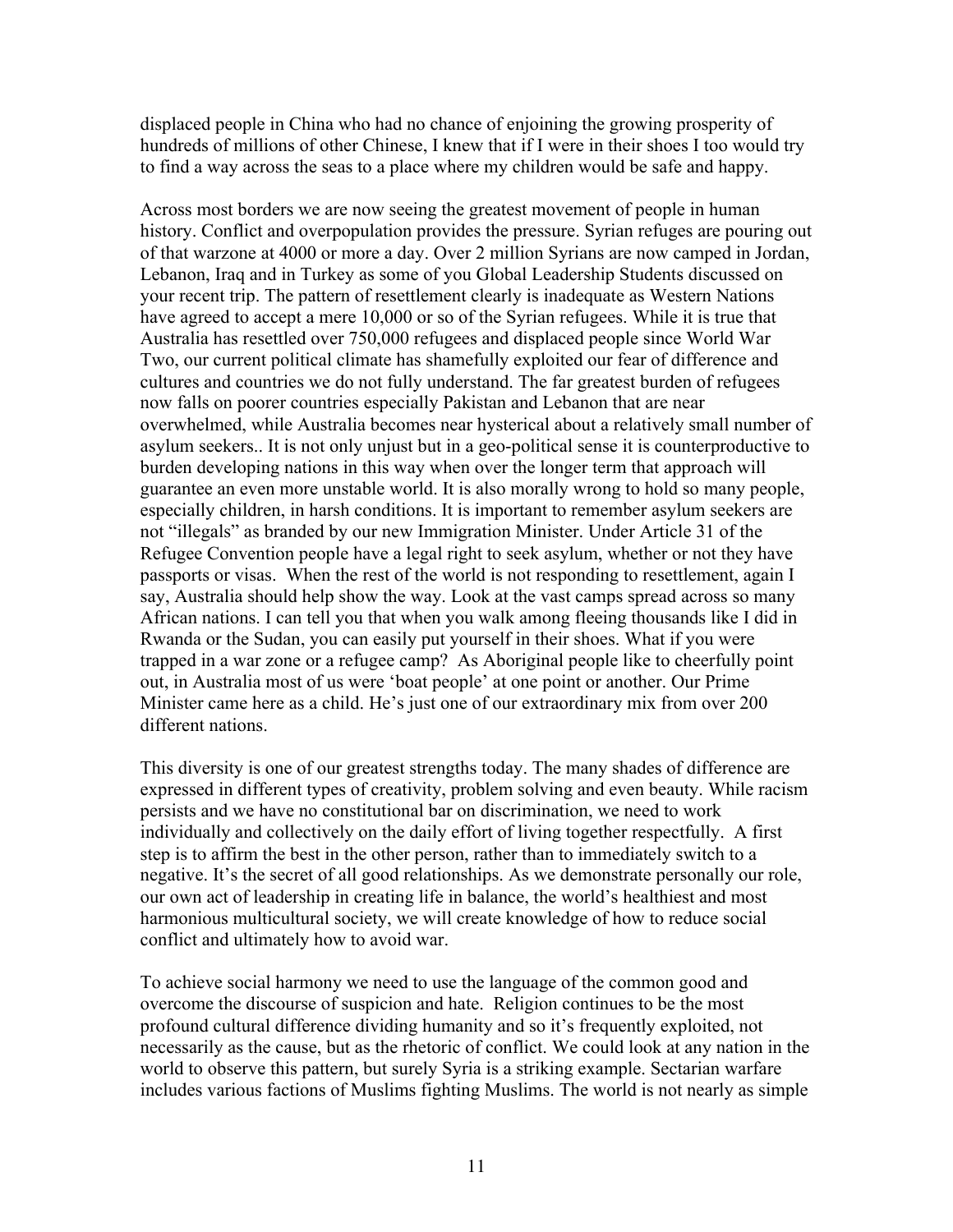displaced people in China who had no chance of enjoining the growing prosperity of hundreds of millions of other Chinese, I knew that if I were in their shoes I too would try to find a way across the seas to a place where my children would be safe and happy.

Across most borders we are now seeing the greatest movement of people in human history. Conflict and overpopulation provides the pressure. Syrian refuges are pouring out of that warzone at 4000 or more a day. Over 2 million Syrians are now camped in Jordan, Lebanon, Iraq and in Turkey as some of you Global Leadership Students discussed on your recent trip. The pattern of resettlement clearly is inadequate as Western Nations have agreed to accept a mere 10,000 or so of the Syrian refugees. While it is true that Australia has resettled over 750,000 refugees and displaced people since World War Two, our current political climate has shamefully exploited our fear of difference and cultures and countries we do not fully understand. The far greatest burden of refugees now falls on poorer countries especially Pakistan and Lebanon that are near overwhelmed, while Australia becomes near hysterical about a relatively small number of asylum seekers.. It is not only unjust but in a geo-political sense it is counterproductive to burden developing nations in this way when over the longer term that approach will guarantee an even more unstable world. It is also morally wrong to hold so many people, especially children, in harsh conditions. It is important to remember asylum seekers are not "illegals" as branded by our new Immigration Minister. Under Article 31 of the Refugee Convention people have a legal right to seek asylum, whether or not they have passports or visas. When the rest of the world is not responding to resettlement, again I say, Australia should help show the way. Look at the vast camps spread across so many African nations. I can tell you that when you walk among fleeing thousands like I did in Rwanda or the Sudan, you can easily put yourself in their shoes. What if you were trapped in a war zone or a refugee camp? As Aboriginal people like to cheerfully point out, in Australia most of us were 'boat people' at one point or another. Our Prime Minister came here as a child. He's just one of our extraordinary mix from over 200 different nations.

This diversity is one of our greatest strengths today. The many shades of difference are expressed in different types of creativity, problem solving and even beauty. While racism persists and we have no constitutional bar on discrimination, we need to work individually and collectively on the daily effort of living together respectfully. A first step is to affirm the best in the other person, rather than to immediately switch to a negative. It's the secret of all good relationships. As we demonstrate personally our role, our own act of leadership in creating life in balance, the world's healthiest and most harmonious multicultural society, we will create knowledge of how to reduce social conflict and ultimately how to avoid war.

To achieve social harmony we need to use the language of the common good and overcome the discourse of suspicion and hate. Religion continues to be the most profound cultural difference dividing humanity and so it's frequently exploited, not necessarily as the cause, but as the rhetoric of conflict. We could look at any nation in the world to observe this pattern, but surely Syria is a striking example. Sectarian warfare includes various factions of Muslims fighting Muslims. The world is not nearly as simple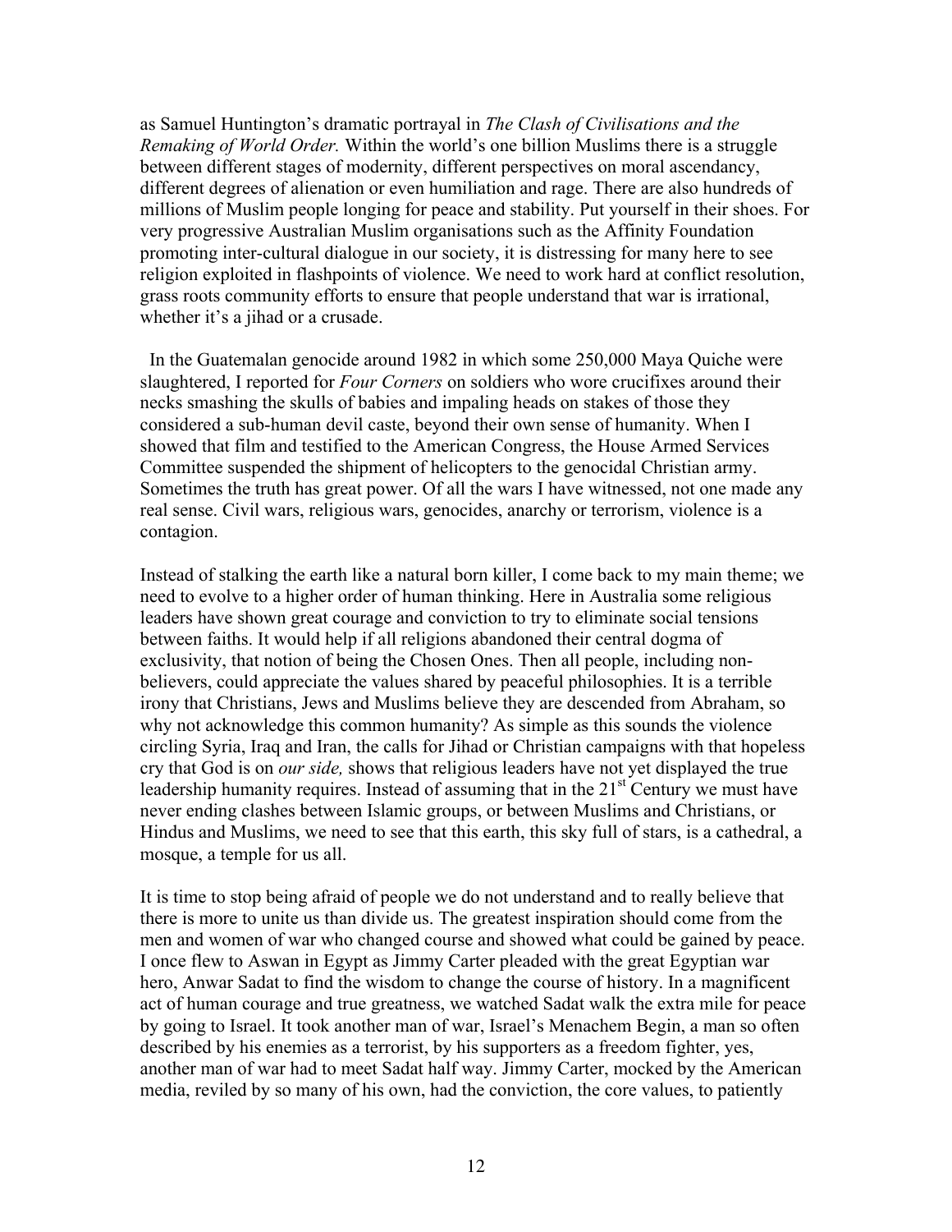as Samuel Huntington's dramatic portrayal in *The Clash of Civilisations and the Remaking of World Order.* Within the world's one billion Muslims there is a struggle between different stages of modernity, different perspectives on moral ascendancy, different degrees of alienation or even humiliation and rage. There are also hundreds of millions of Muslim people longing for peace and stability. Put yourself in their shoes. For very progressive Australian Muslim organisations such as the Affinity Foundation promoting inter-cultural dialogue in our society, it is distressing for many here to see religion exploited in flashpoints of violence. We need to work hard at conflict resolution, grass roots community efforts to ensure that people understand that war is irrational, whether it's a jihad or a crusade.

In the Guatemalan genocide around 1982 in which some 250,000 Maya Quiche were slaughtered, I reported for *Four Corners* on soldiers who wore crucifixes around their necks smashing the skulls of babies and impaling heads on stakes of those they considered a sub-human devil caste, beyond their own sense of humanity. When I showed that film and testified to the American Congress, the House Armed Services Committee suspended the shipment of helicopters to the genocidal Christian army. Sometimes the truth has great power. Of all the wars I have witnessed, not one made any real sense. Civil wars, religious wars, genocides, anarchy or terrorism, violence is a contagion.

Instead of stalking the earth like a natural born killer, I come back to my main theme; we need to evolve to a higher order of human thinking. Here in Australia some religious leaders have shown great courage and conviction to try to eliminate social tensions between faiths. It would help if all religions abandoned their central dogma of exclusivity, that notion of being the Chosen Ones. Then all people, including non-believers, could appreciate the values shared by peaceful philosophies. It is a terrible irony that Christians, Jews and Muslims believe they are descended from Abraham, so why not acknowledge this common humanity? As simple as this sounds the violence circling Syria, Iraq and Iran, the calls for Jihad or Christian campaigns with that hopeless cry that God is on *our side,* shows that religious leaders have not yet displayed the true leadership humanity requires. Instead of assuming that in the 21st Century we must have never ending clashes between Islamic groups, or between Muslims and Christians, or Hindus and Muslims, we need to see that this earth, this sky full of stars, is a cathedral, a mosque, a temple for us all.

It is time to stop being afraid of people we do not understand and to really believe that there is more to unite us than divide us. The greatest inspiration should come from the men and women of war who changed course and showed what could be gained by peace. I once flew to Aswan in Egypt as Jimmy Carter pleaded with the great Egyptian war hero, Anwar Sadat to find the wisdom to change the course of history. In a magnificent act of human courage and true greatness, we watched Sadat walk the extra mile for peace by going to Israel. It took another man of war, Israel's Menachem Begin, a man so often described by his enemies as a terrorist, by his supporters as a freedom fighter, yes, another man of war had to meet Sadat half way. Jimmy Carter, mocked by the American media, reviled by so many of his own, had the conviction, the core values, to patiently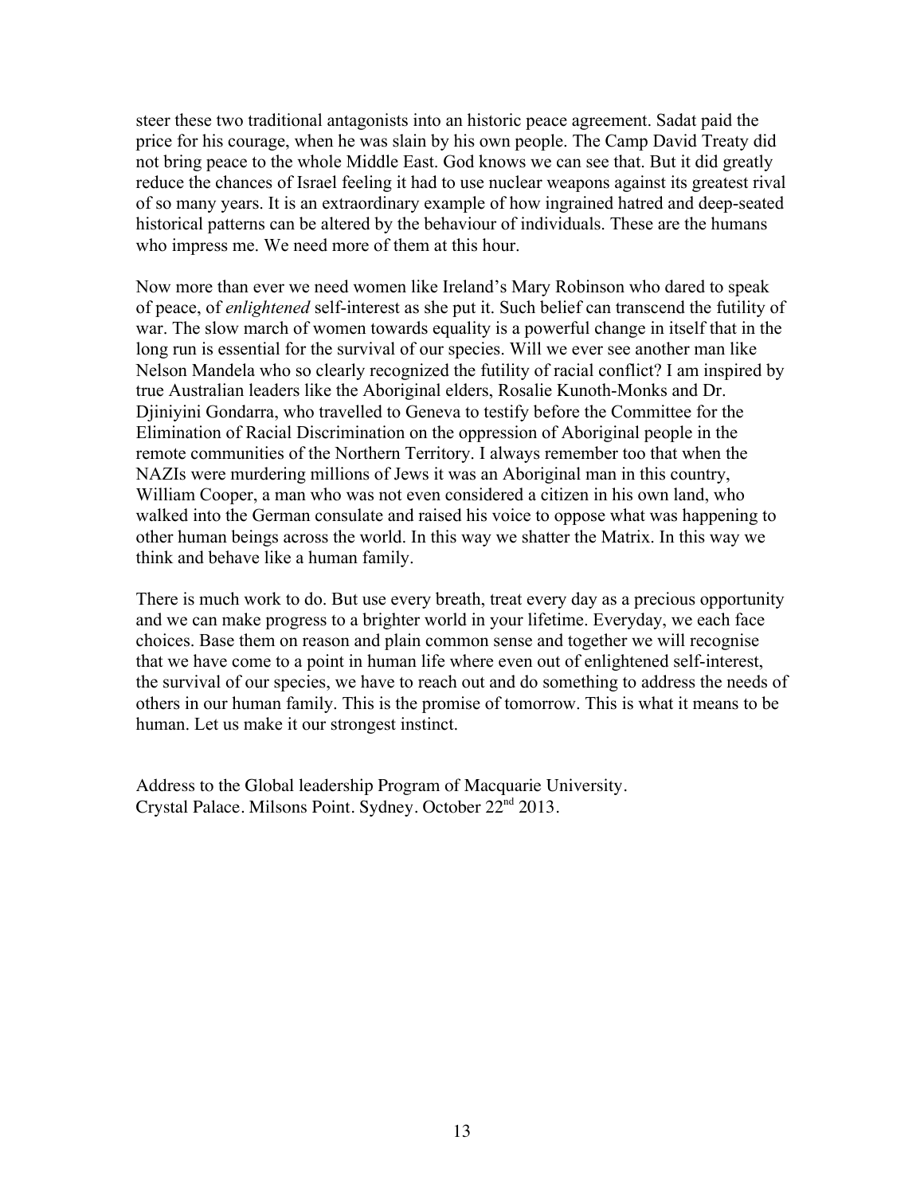steer these two traditional antagonists into an historic peace agreement. Sadat paid the price for his courage, when he was slain by his own people. The Camp David Treaty did not bring peace to the whole Middle East. God knows we can see that. But it did greatly reduce the chances of Israel feeling it had to use nuclear weapons against its greatest rival of so many years. It is an extraordinary example of how ingrained hatred and deep-seated historical patterns can be altered by the behaviour of individuals. These are the humans who impress me. We need more of them at this hour.

Now more than ever we need women like Ireland's Mary Robinson who dared to speak of peace, of *enlightened* self-interest as she put it. Such belief can transcend the futility of war. The slow march of women towards equality is a powerful change in itself that in the long run is essential for the survival of our species. Will we ever see another man like Nelson Mandela who so clearly recognized the futility of racial conflict? I am inspired by true Australian leaders like the Aboriginal elders, Rosalie Kunoth-Monks and Dr. Djiniyini Gondarra, who travelled to Geneva to testify before the Committee for the Elimination of Racial Discrimination on the oppression of Aboriginal people in the remote communities of the Northern Territory. I always remember too that when the NAZIs were murdering millions of Jews it was an Aboriginal man in this country, William Cooper, a man who was not even considered a citizen in his own land, who walked into the German consulate and raised his voice to oppose what was happening to other human beings across the world. In this way we shatter the Matrix. In this way we think and behave like a human family.

There is much work to do. But use every breath, treat every day as a precious opportunity and we can make progress to a brighter world in your lifetime. Everyday, we each face choices. Base them on reason and plain common sense and together we will recognise that we have come to a point in human life where even out of enlightened self-interest, the survival of our species, we have to reach out and do something to address the needs of others in our human family. This is the promise of tomorrow. This is what it means to be human. Let us make it our strongest instinct.

Address to the Global leadership Program of Macquarie University.
Crystal Palace. Milsons Point. Sydney. October 22nd 2013.